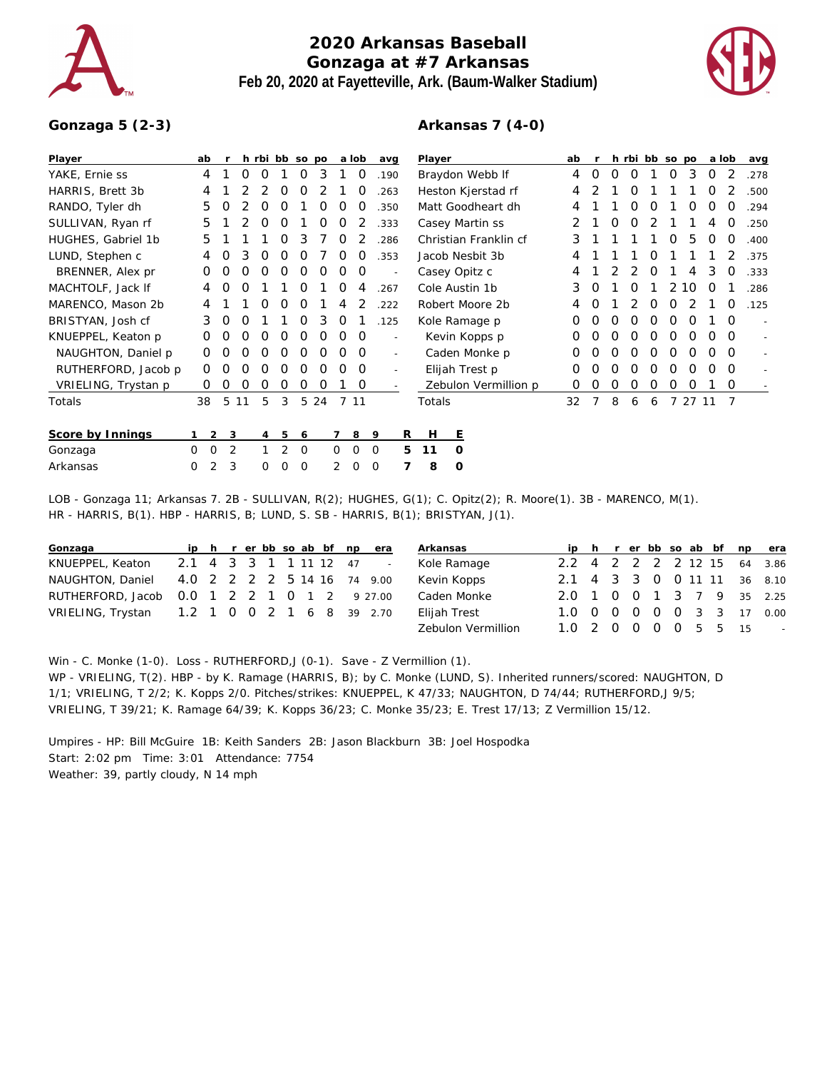# 2020 Arkansas Baseball
## Gonzaga at #7 Arkansas
### Feb 20, 2020 at Fayetteville, Ark. (Baum-Walker Stadium)

**Gonzaga 5 (2-3)**

| Player | ab | r | h | rbi | bb | so | po | a | lob | avg |
|---|---|---|---|---|---|---|---|---|---|---|
| YAKE, Ernie ss | 4 | 1 | 0 | 0 | 1 | 0 | 3 | 1 | 0 | .190 |
| HARRIS, Brett 3b | 4 | 1 | 2 | 2 | 0 | 0 | 2 | 1 | 0 | .263 |
| RANDO, Tyler dh | 5 | 0 | 2 | 0 | 0 | 1 | 0 | 0 | 0 | .350 |
| SULLIVAN, Ryan rf | 5 | 1 | 2 | 0 | 0 | 1 | 0 | 0 | 2 | .333 |
| HUGHES, Gabriel 1b | 5 | 1 | 1 | 1 | 0 | 3 | 7 | 0 | 2 | .286 |
| LUND, Stephen c | 4 | 0 | 3 | 0 | 0 | 0 | 7 | 0 | 0 | .353 |
| BRENNER, Alex pr | 0 | 0 | 0 | 0 | 0 | 0 | 0 | 0 | 0 | - |
| MACHTOLF, Jack lf | 4 | 0 | 0 | 1 | 1 | 0 | 1 | 0 | 4 | .267 |
| MARENCO, Mason 2b | 4 | 1 | 1 | 0 | 0 | 0 | 1 | 4 | 2 | .222 |
| BRISTYAN, Josh cf | 3 | 0 | 0 | 1 | 1 | 0 | 3 | 0 | 1 | .125 |
| KNUEPPEL, Keaton p | 0 | 0 | 0 | 0 | 0 | 0 | 0 | 0 | 0 | - |
| NAUGHTON, Daniel p | 0 | 0 | 0 | 0 | 0 | 0 | 0 | 0 | 0 | - |
| RUTHERFORD, Jacob p | 0 | 0 | 0 | 0 | 0 | 0 | 0 | 0 | 0 | - |
| VRIELING, Trystan p | 0 | 0 | 0 | 0 | 0 | 0 | 0 | 1 | 0 | - |
| Totals | 38 | 5 | 11 | 5 | 3 | 5 | 24 | 7 | 11 | |

**Arkansas 7 (4-0)**

| Player | ab | r | h | rbi | bb | so | po | a | lob | avg |
|---|---|---|---|---|---|---|---|---|---|---|
| Braydon Webb lf | 4 | 0 | 0 | 0 | 1 | 0 | 3 | 0 | 2 | .278 |
| Heston Kjerstad rf | 4 | 2 | 1 | 0 | 1 | 1 | 1 | 0 | 2 | .500 |
| Matt Goodheart dh | 4 | 1 | 1 | 0 | 0 | 1 | 0 | 0 | 0 | .294 |
| Casey Martin ss | 2 | 1 | 0 | 0 | 2 | 1 | 1 | 4 | 0 | .250 |
| Christian Franklin cf | 3 | 1 | 1 | 1 | 1 | 0 | 5 | 0 | 0 | .400 |
| Jacob Nesbit 3b | 4 | 1 | 1 | 1 | 0 | 1 | 1 | 1 | 2 | .375 |
| Casey Opitz c | 4 | 1 | 2 | 2 | 0 | 1 | 4 | 3 | 0 | .333 |
| Cole Austin 1b | 3 | 0 | 1 | 0 | 1 | 2 | 10 | 0 | 1 | .286 |
| Robert Moore 2b | 4 | 0 | 1 | 2 | 0 | 0 | 2 | 1 | 0 | .125 |
| Kole Ramage p | 0 | 0 | 0 | 0 | 0 | 0 | 0 | 1 | 0 | - |
| Kevin Kopps p | 0 | 0 | 0 | 0 | 0 | 0 | 0 | 0 | 0 | - |
| Caden Monke p | 0 | 0 | 0 | 0 | 0 | 0 | 0 | 0 | 0 | - |
| Elijah Trest p | 0 | 0 | 0 | 0 | 0 | 0 | 0 | 0 | 0 | - |
| Zebulon Vermillion p | 0 | 0 | 0 | 0 | 0 | 0 | 0 | 1 | 0 | - |
| Totals | 32 | 7 | 8 | 6 | 6 | 7 | 27 | 11 | 7 | |

| Score by Innings | 1 | 2 | 3 | 4 | 5 | 6 | 7 | 8 | 9 | R | H | E |
|---|---|---|---|---|---|---|---|---|---|---|---|---|
| Gonzaga | 0 | 0 | 2 | 1 | 2 | 0 | 0 | 0 | 0 | 5 | 11 | 0 |
| Arkansas | 0 | 2 | 3 | 0 | 0 | 0 | 2 | 0 | 0 | 7 | 8 | 0 |

LOB - Gonzaga 11; Arkansas 7. 2B - SULLIVAN, R(2); HUGHES, G(1); C. Opitz(2); R. Moore(1). 3B - MARENCO, M(1). HR - HARRIS, B(1). HBP - HARRIS, B; LUND, S. SB - HARRIS, B(1); BRISTYAN, J(1).

| Gonzaga | ip | h | r | er | bb | so | ab | bf | np | era |
|---|---|---|---|---|---|---|---|---|---|---|
| KNUEPPEL, Keaton | 2.1 | 4 | 3 | 3 | 1 | 1 | 11 | 12 | 47 | - |
| NAUGHTON, Daniel | 4.0 | 2 | 2 | 2 | 2 | 5 | 14 | 16 | 74 | 9.00 |
| RUTHERFORD, Jacob | 0.0 | 1 | 2 | 2 | 1 | 0 | 1 | 2 | 9 | 27.00 |
| VRIELING, Trystan | 1.2 | 1 | 0 | 0 | 2 | 1 | 6 | 8 | 39 | 2.70 |

| Arkansas | ip | h | r | er | bb | so | ab | bf | np | era |
|---|---|---|---|---|---|---|---|---|---|---|
| Kole Ramage | 2.2 | 4 | 2 | 2 | 2 | 2 | 12 | 15 | 64 | 3.86 |
| Kevin Kopps | 2.1 | 4 | 3 | 3 | 0 | 0 | 11 | 11 | 36 | 8.10 |
| Caden Monke | 2.0 | 1 | 0 | 0 | 1 | 3 | 7 | 9 | 35 | 2.25 |
| Elijah Trest | 1.0 | 0 | 0 | 0 | 0 | 0 | 3 | 3 | 17 | 0.00 |
| Zebulon Vermillion | 1.0 | 2 | 0 | 0 | 0 | 0 | 5 | 5 | 15 | - |

Win - C. Monke (1-0). Loss - RUTHERFORD,J (0-1). Save - Z Vermillion (1).
WP - VRIELING, T(2). HBP - by K. Ramage (HARRIS, B); by C. Monke (LUND, S). Inherited runners/scored: NAUGHTON, D 1/1; VRIELING, T 2/2; K. Kopps 2/0. Pitches/strikes: KNUEPPEL, K 47/33; NAUGHTON, D 74/44; RUTHERFORD,J 9/5; VRIELING, T 39/21; K. Ramage 64/39; K. Kopps 36/23; C. Monke 35/23; E. Trest 17/13; Z Vermillion 15/12.

Umpires - HP: Bill McGuire 1B: Keith Sanders 2B: Jason Blackburn 3B: Joel Hospodka
Start: 2:02 pm Time: 3:01 Attendance: 7754
Weather: 39, partly cloudy, N 14 mph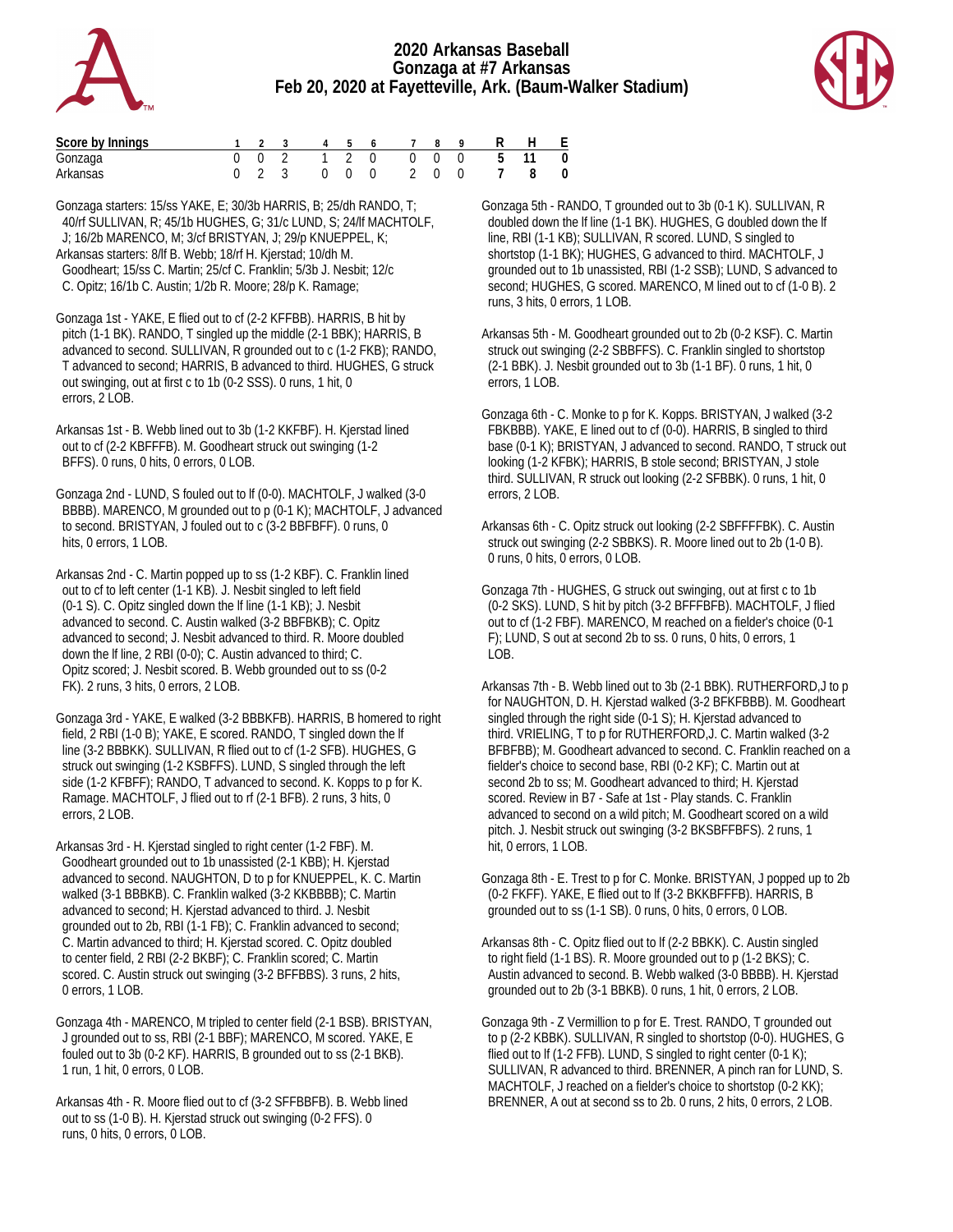# 2020 Arkansas Baseball
## Gonzaga at #7 Arkansas
## Feb 20, 2020 at Fayetteville, Ark. (Baum-Walker Stadium)

| Score by Innings | 1 | 2 | 3 | 4 | 5 | 6 | 7 | 8 | 9 | R | H | E |
|---|---|---|---|---|---|---|---|---|---|---|---|---|
| Gonzaga | 0 | 0 | 2 | 1 | 2 | 0 | 0 | 0 | 0 | 5 | 11 | 0 |
| Arkansas | 0 | 2 | 3 | 0 | 0 | 0 | 2 | 0 | 0 | 7 | 8 | 0 |

Gonzaga starters: 15/ss YAKE, E; 30/3b HARRIS, B; 25/dh RANDO, T; 40/rf SULLIVAN, R; 45/1b HUGHES, G; 31/c LUND, S; 24/lf MACHTOLF, J; 16/2b MARENCO, M; 3/cf BRISTYAN, J; 29/p KNUEPPEL, K;
Arkansas starters: 8/lf B. Webb; 18/rf H. Kjerstad; 10/dh M. Goodheart; 15/ss C. Martin; 25/cf C. Franklin; 5/3b J. Nesbit; 12/c C. Opitz; 16/1b C. Austin; 1/2b R. Moore; 28/p K. Ramage;

Gonzaga 1st - YAKE, E flied out to cf (2-2 KFFBB). HARRIS, B hit by pitch (1-1 BK). RANDO, T singled up the middle (2-1 BBK); HARRIS, B advanced to second. SULLIVAN, R grounded out to c (1-2 FKB); RANDO, T advanced to second; HARRIS, B advanced to third. HUGHES, G struck out swinging, out at first c to 1b (0-2 SSS). 0 runs, 1 hit, 0 errors, 2 LOB.

Arkansas 1st - B. Webb lined out to 3b (1-2 KKFBF). H. Kjerstad lined out to cf (2-2 KBFFFB). M. Goodheart struck out swinging (1-2 BFFS). 0 runs, 0 hits, 0 errors, 0 LOB.

Gonzaga 2nd - LUND, S fouled out to lf (0-0). MACHTOLF, J walked (3-0 BBBB). MARENCO, M grounded out to p (0-1 K); MACHTOLF, J advanced to second. BRISTYAN, J fouled out to c (3-2 BBFBFF). 0 runs, 0 hits, 0 errors, 1 LOB.

Arkansas 2nd - C. Martin popped up to ss (1-2 KBF). C. Franklin lined out to cf to left center (1-1 KB). J. Nesbit singled to left field (0-1 S). C. Opitz singled down the lf line (1-1 KB); J. Nesbit advanced to second. C. Austin walked (3-2 BBFBKB); C. Opitz advanced to second; J. Nesbit advanced to third. R. Moore doubled down the lf line, 2 RBI (0-0); C. Austin advanced to third; C. Opitz scored; J. Nesbit scored. B. Webb grounded out to ss (0-2 FK). 2 runs, 3 hits, 0 errors, 2 LOB.

Gonzaga 3rd - YAKE, E walked (3-2 BBBKFB). HARRIS, B homered to right field, 2 RBI (1-0 B); YAKE, E scored. RANDO, T singled down the lf line (3-2 BBBKK). SULLIVAN, R flied out to cf (1-2 SFB). HUGHES, G struck out swinging (1-2 KSBFFS). LUND, S singled through the left side (1-2 KFBFF); RANDO, T advanced to second. K. Kopps to p for K. Ramage. MACHTOLF, J flied out to rf (2-1 BFB). 2 runs, 3 hits, 0 errors, 2 LOB.

Arkansas 3rd - H. Kjerstad singled to right center (1-2 FBF). M. Goodheart grounded out to 1b unassisted (2-1 KBB); H. Kjerstad advanced to second. NAUGHTON, D to p for KNUEPPEL, K. C. Martin walked (3-1 BBBKB). C. Franklin walked (3-2 KKBBBB); C. Martin advanced to second; H. Kjerstad advanced to third. J. Nesbit grounded out to 2b, RBI (1-1 FB); C. Franklin advanced to second; C. Martin advanced to third; H. Kjerstad scored. C. Opitz doubled to center field, 2 RBI (2-2 BKBF); C. Franklin scored; C. Martin scored. C. Austin struck out swinging (3-2 BFFBBS). 3 runs, 2 hits, 0 errors, 1 LOB.

Gonzaga 4th - MARENCO, M tripled to center field (2-1 BSB). BRISTYAN, J grounded out to ss, RBI (2-1 BBF); MARENCO, M scored. YAKE, E fouled out to 3b (0-2 KF). HARRIS, B grounded out to ss (2-1 BKB). 1 run, 1 hit, 0 errors, 0 LOB.

Arkansas 4th - R. Moore flied out to cf (3-2 SFFBBFB). B. Webb lined out to ss (1-0 B). H. Kjerstad struck out swinging (0-2 FFS). 0 runs, 0 hits, 0 errors, 0 LOB.

Gonzaga 5th - RANDO, T grounded out to 3b (0-1 K). SULLIVAN, R doubled down the lf line (1-1 BK). HUGHES, G doubled down the lf line, RBI (1-1 KB); SULLIVAN, R scored. LUND, S singled to shortstop (1-1 BK); HUGHES, G advanced to third. MACHTOLF, J grounded out to 1b unassisted, RBI (1-2 SSB); LUND, S advanced to second; HUGHES, G scored. MARENCO, M lined out to cf (1-0 B). 2 runs, 3 hits, 0 errors, 1 LOB.

Arkansas 5th - M. Goodheart grounded out to 2b (0-2 KSF). C. Martin struck out swinging (2-2 SBBFFS). C. Franklin singled to shortstop (2-1 BBK). J. Nesbit grounded out to 3b (1-1 BF). 0 runs, 1 hit, 0 errors, 1 LOB.

Gonzaga 6th - C. Monke to p for K. Kopps. BRISTYAN, J walked (3-2 FBKBBB). YAKE, E lined out to cf (0-0). HARRIS, B singled to third base (0-1 K); BRISTYAN, J advanced to second. RANDO, T struck out looking (1-2 KFBK); HARRIS, B stole second; BRISTYAN, J stole third. SULLIVAN, R struck out looking (2-2 SFBBK). 0 runs, 1 hit, 0 errors, 2 LOB.

Arkansas 6th - C. Opitz struck out looking (2-2 SBFFFFBK). C. Austin struck out swinging (2-2 SBBKS). R. Moore lined out to 2b (1-0 B). 0 runs, 0 hits, 0 errors, 0 LOB.

Gonzaga 7th - HUGHES, G struck out swinging, out at first c to 1b (0-2 SKS). LUND, S hit by pitch (3-2 BFFFBFB). MACHTOLF, J flied out to cf (1-2 FBF). MARENCO, M reached on a fielder's choice (0-1 F); LUND, S out at second 2b to ss. 0 runs, 0 hits, 0 errors, 1 LOB.

Arkansas 7th - B. Webb lined out to 3b (2-1 BBK). RUTHERFORD,J to p for NAUGHTON, D. H. Kjerstad walked (3-2 BFKFBBB). M. Goodheart singled through the right side (0-1 S); H. Kjerstad advanced to third. VRIELING, T to p for RUTHERFORD,J. C. Martin walked (3-2 BFBFBB); M. Goodheart advanced to second. C. Franklin reached on a fielder's choice to second base, RBI (0-2 KF); C. Martin out at second 2b to ss; M. Goodheart advanced to third; H. Kjerstad scored. Review in B7 - Safe at 1st - Play stands. C. Franklin advanced to second on a wild pitch; M. Goodheart scored on a wild pitch. J. Nesbit struck out swinging (3-2 BKSBFFBFS). 2 runs, 1 hit, 0 errors, 1 LOB.

Gonzaga 8th - E. Trest to p for C. Monke. BRISTYAN, J popped up to 2b (0-2 FKFF). YAKE, E flied out to lf (3-2 BKKBFFFB). HARRIS, B grounded out to ss (1-1 SB). 0 runs, 0 hits, 0 errors, 0 LOB.

Arkansas 8th - C. Opitz flied out to lf (2-2 BBKK). C. Austin singled to right field (1-1 BS). R. Moore grounded out to p (1-2 BKS); C. Austin advanced to second. B. Webb walked (3-0 BBBB). H. Kjerstad grounded out to 2b (3-1 BBKB). 0 runs, 1 hit, 0 errors, 2 LOB.

Gonzaga 9th - Z Vermillion to p for E. Trest. RANDO, T grounded out to p (2-2 KBBK). SULLIVAN, R singled to shortstop (0-0). HUGHES, G flied out to lf (1-2 FFB). LUND, S singled to right center (0-1 K); SULLIVAN, R advanced to third. BRENNER, A pinch ran for LUND, S. MACHTOLF, J reached on a fielder's choice to shortstop (0-2 KK); BRENNER, A out at second ss to 2b. 0 runs, 2 hits, 0 errors, 2 LOB.